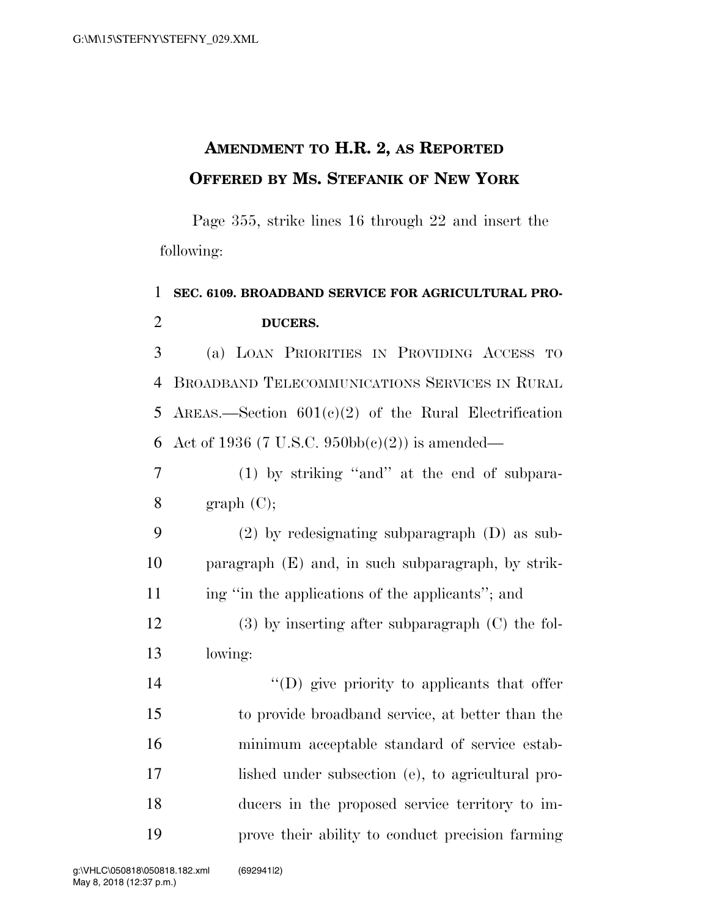# AMENDMENT TO H.R. 2, AS REPORTED OFFERED BY MS. STEFANIK OF NEW YORK

Page 355, strike lines 16 through 22 and insert the following:

**SEC. 6109. BROADBAND SERVICE FOR AGRICULTURAL PRODUCERS.**

(a) LOAN PRIORITIES IN PROVIDING ACCESS TO BROADBAND TELECOMMUNICATIONS SERVICES IN RURAL AREAS.—Section 601(c)(2) of the Rural Electrification Act of 1936 (7 U.S.C. 950bb(c)(2)) is amended—

(1) by striking "and" at the end of subparagraph (C);

(2) by redesignating subparagraph (D) as subparagraph (E) and, in such subparagraph, by striking "in the applications of the applicants"; and

(3) by inserting after subparagraph (C) the following:

"(D) give priority to applicants that offer to provide broadband service, at better than the minimum acceptable standard of service established under subsection (e), to agricultural producers in the proposed service territory to improve their ability to conduct precision farming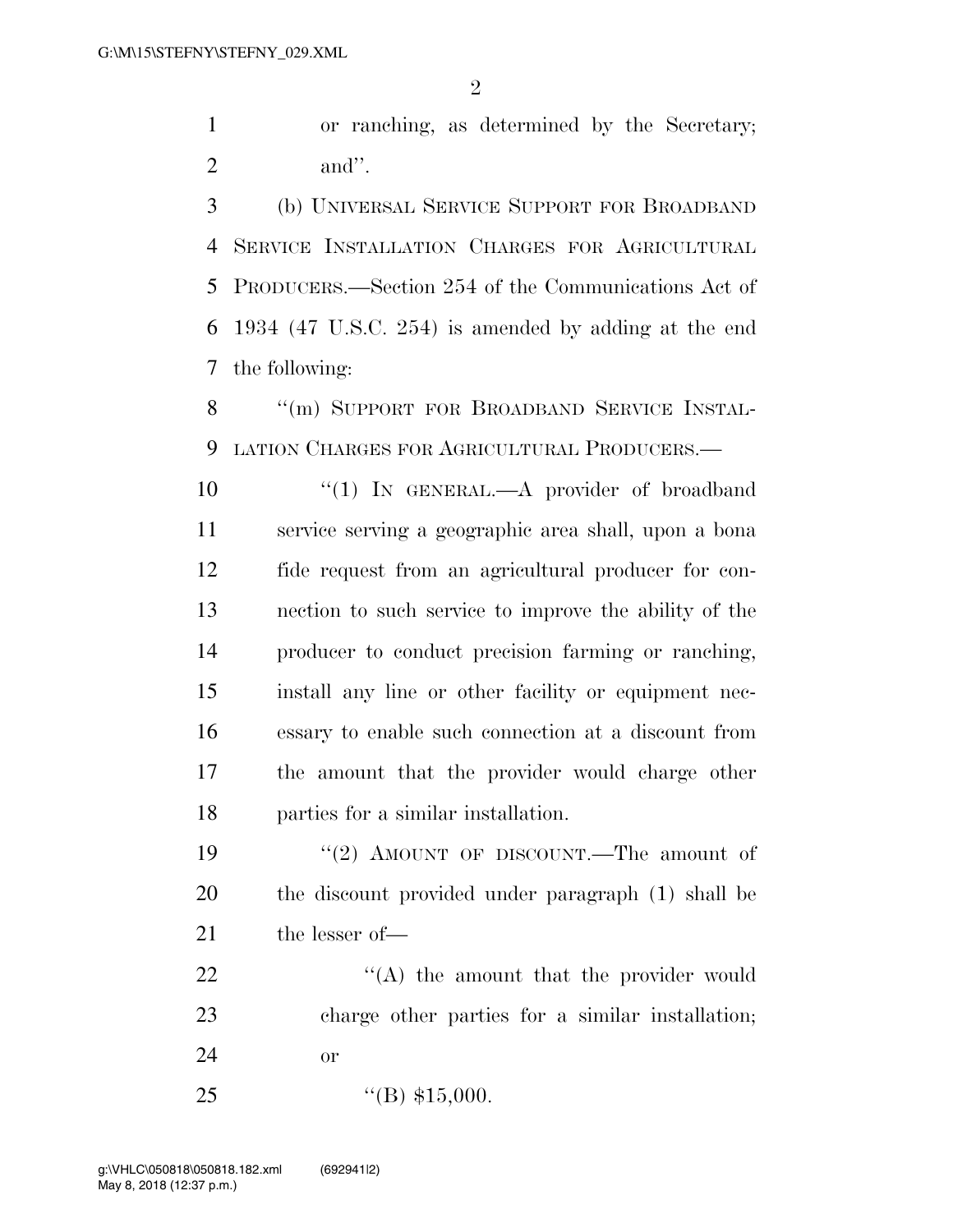or ranching, as determined by the Secretary; and''.

(b) UNIVERSAL SERVICE SUPPORT FOR BROADBAND SERVICE INSTALLATION CHARGES FOR AGRICULTURAL PRODUCERS.—Section 254 of the Communications Act of 1934 (47 U.S.C. 254) is amended by adding at the end the following:

''(m) SUPPORT FOR BROADBAND SERVICE INSTALLATION CHARGES FOR AGRICULTURAL PRODUCERS.—

''(1) IN GENERAL.—A provider of broadband service serving a geographic area shall, upon a bona fide request from an agricultural producer for connection to such service to improve the ability of the producer to conduct precision farming or ranching, install any line or other facility or equipment necessary to enable such connection at a discount from the amount that the provider would charge other parties for a similar installation.

''(2) AMOUNT OF DISCOUNT.—The amount of the discount provided under paragraph (1) shall be the lesser of—

''(A) the amount that the provider would charge other parties for a similar installation; or

''(B) $15,000.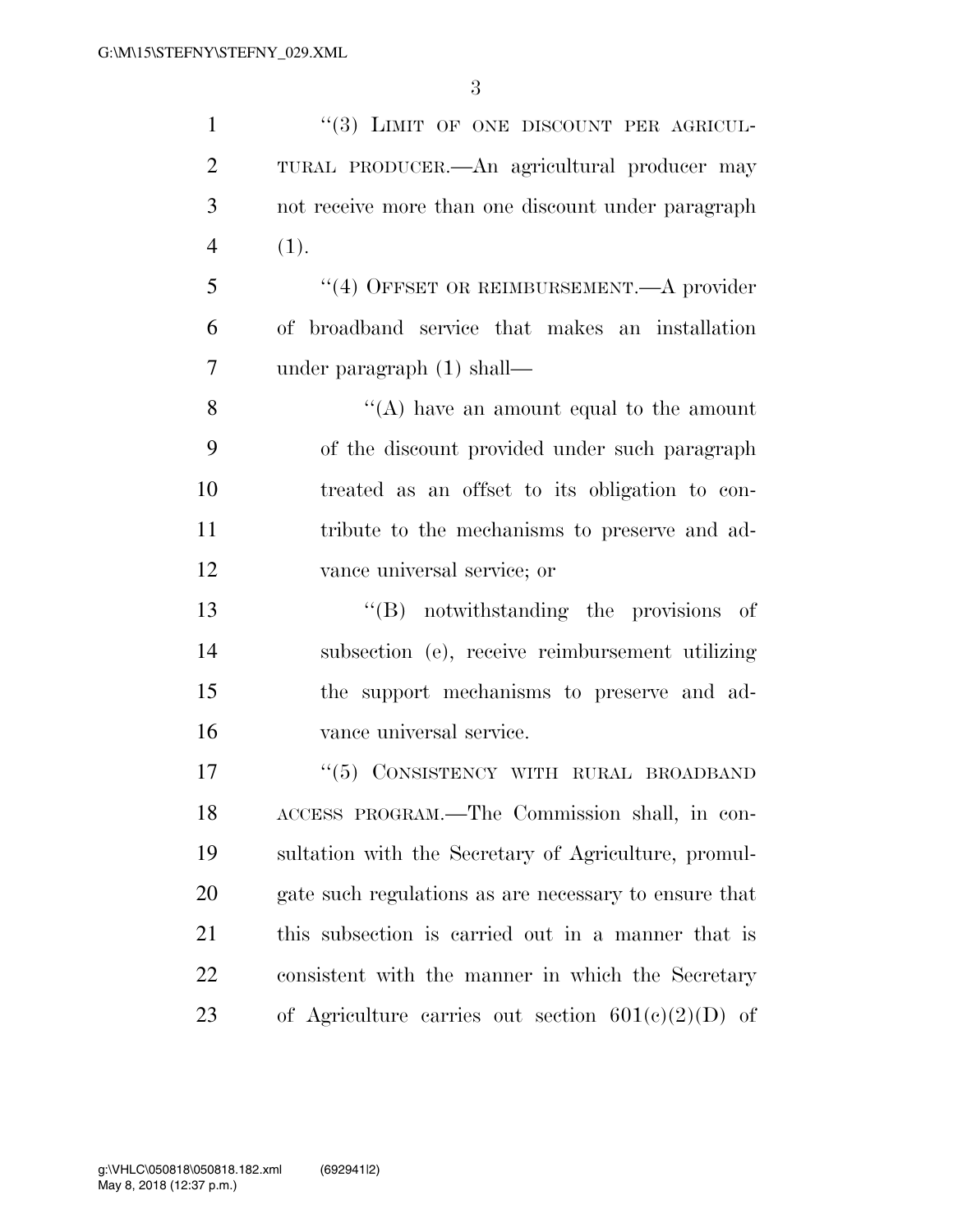"(3) LIMIT OF ONE DISCOUNT PER AGRICULTURAL PRODUCER.—An agricultural producer may not receive more than one discount under paragraph (1).

"(4) OFFSET OR REIMBURSEMENT.—A provider of broadband service that makes an installation under paragraph (1) shall—

"(A) have an amount equal to the amount of the discount provided under such paragraph treated as an offset to its obligation to contribute to the mechanisms to preserve and advance universal service; or

"(B) notwithstanding the provisions of subsection (e), receive reimbursement utilizing the support mechanisms to preserve and advance universal service.

"(5) CONSISTENCY WITH RURAL BROADBAND ACCESS PROGRAM.—The Commission shall, in consultation with the Secretary of Agriculture, promulgate such regulations as are necessary to ensure that this subsection is carried out in a manner that is consistent with the manner in which the Secretary of Agriculture carries out section 601(c)(2)(D) of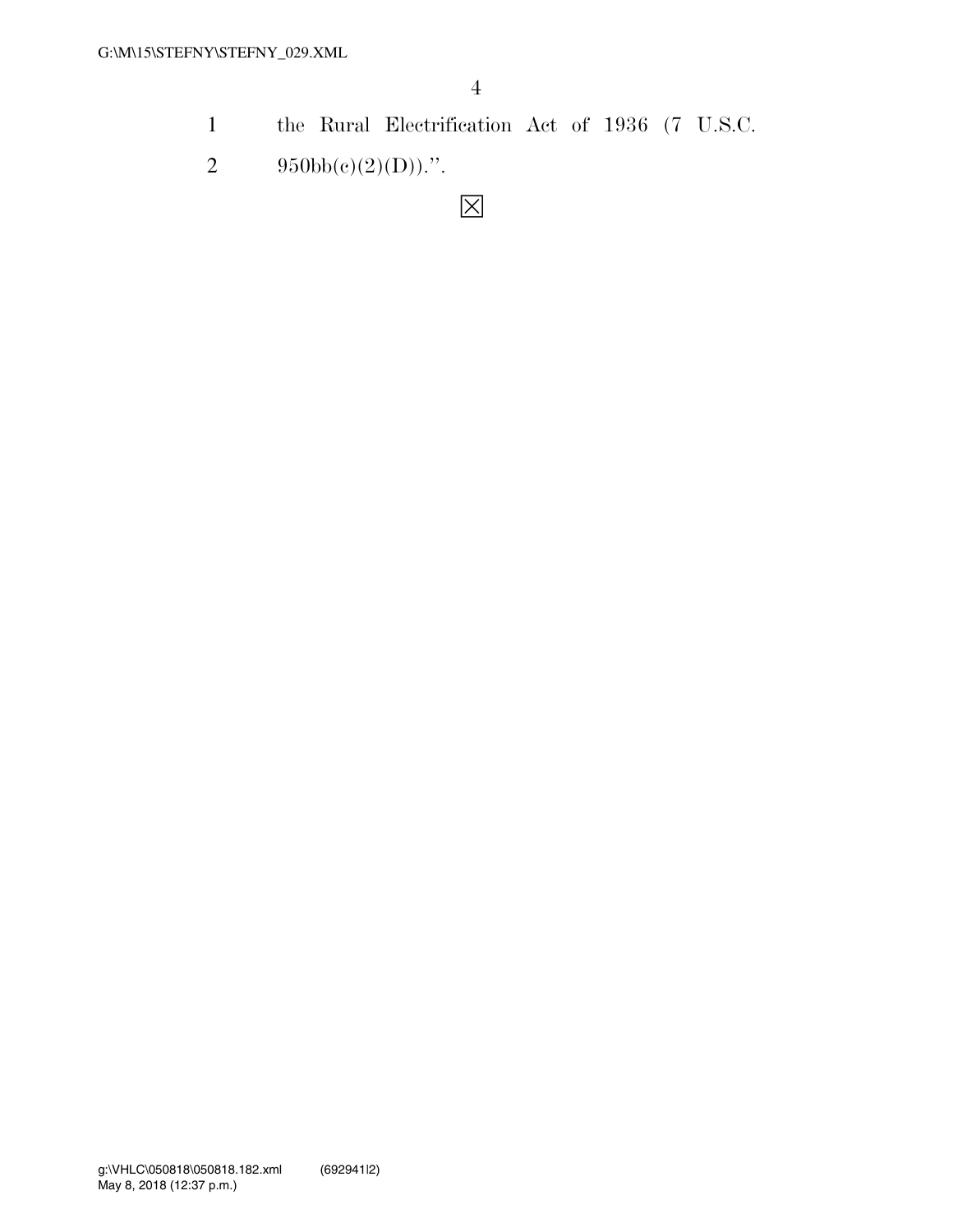the Rural Electrification Act of 1936 (7 U.S.C. 950bb(c)(2)(D)).''.